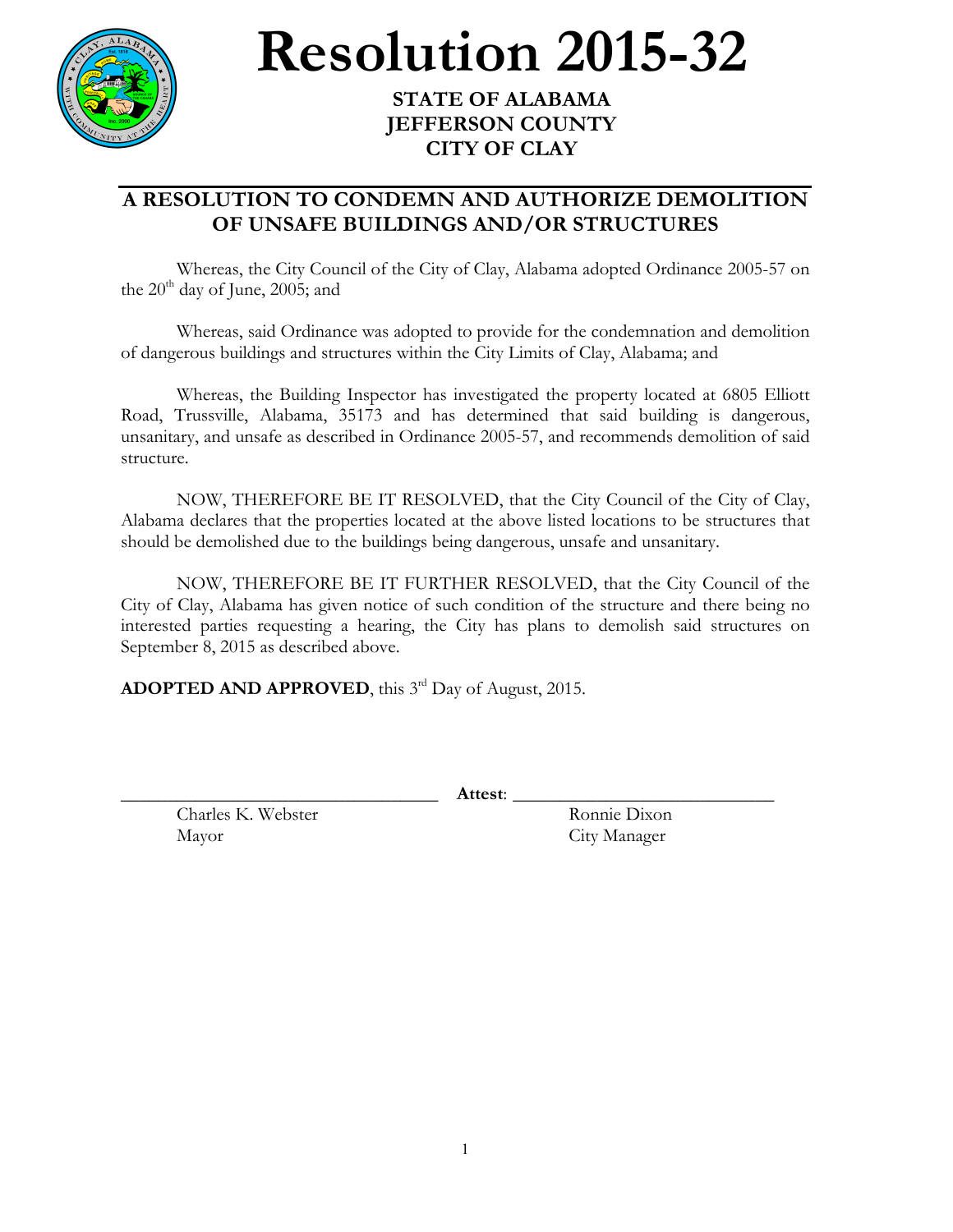# Resolution 2015-32

**STATE OF ALABAMA**
**JEFFERSON COUNTY**
**CITY OF CLAY**

## A RESOLUTION TO CONDEMN AND AUTHORIZE DEMOLITION OF UNSAFE BUILDINGS AND/OR STRUCTURES

Whereas, the City Council of the City of Clay, Alabama adopted Ordinance 2005-57 on the 20th day of June, 2005; and

Whereas, said Ordinance was adopted to provide for the condemnation and demolition of dangerous buildings and structures within the City Limits of Clay, Alabama; and

Whereas, the Building Inspector has investigated the property located at 6805 Elliott Road, Trussville, Alabama, 35173 and has determined that said building is dangerous, unsanitary, and unsafe as described in Ordinance 2005-57, and recommends demolition of said structure.

NOW, THEREFORE BE IT RESOLVED, that the City Council of the City of Clay, Alabama declares that the properties located at the above listed locations to be structures that should be demolished due to the buildings being dangerous, unsafe and unsanitary.

NOW, THEREFORE BE IT FURTHER RESOLVED, that the City Council of the City of Clay, Alabama has given notice of such condition of the structure and there being no interested parties requesting a hearing, the City has plans to demolish said structures on September 8, 2015 as described above.

**ADOPTED AND APPROVED**, this 3rd Day of August, 2015.

\_\_\_\_\_\_\_\_\_\_\_\_\_\_\_\_\_\_\_\_\_\_\_\_\_\_\_\_\_\_\_\_\_\_ **Attest**: \_\_\_\_\_\_\_\_\_\_\_\_\_\_\_\_\_\_\_\_\_\_\_\_\_\_\_\_\_\_

Charles K. Webster — Mayor

Ronnie Dixon — City Manager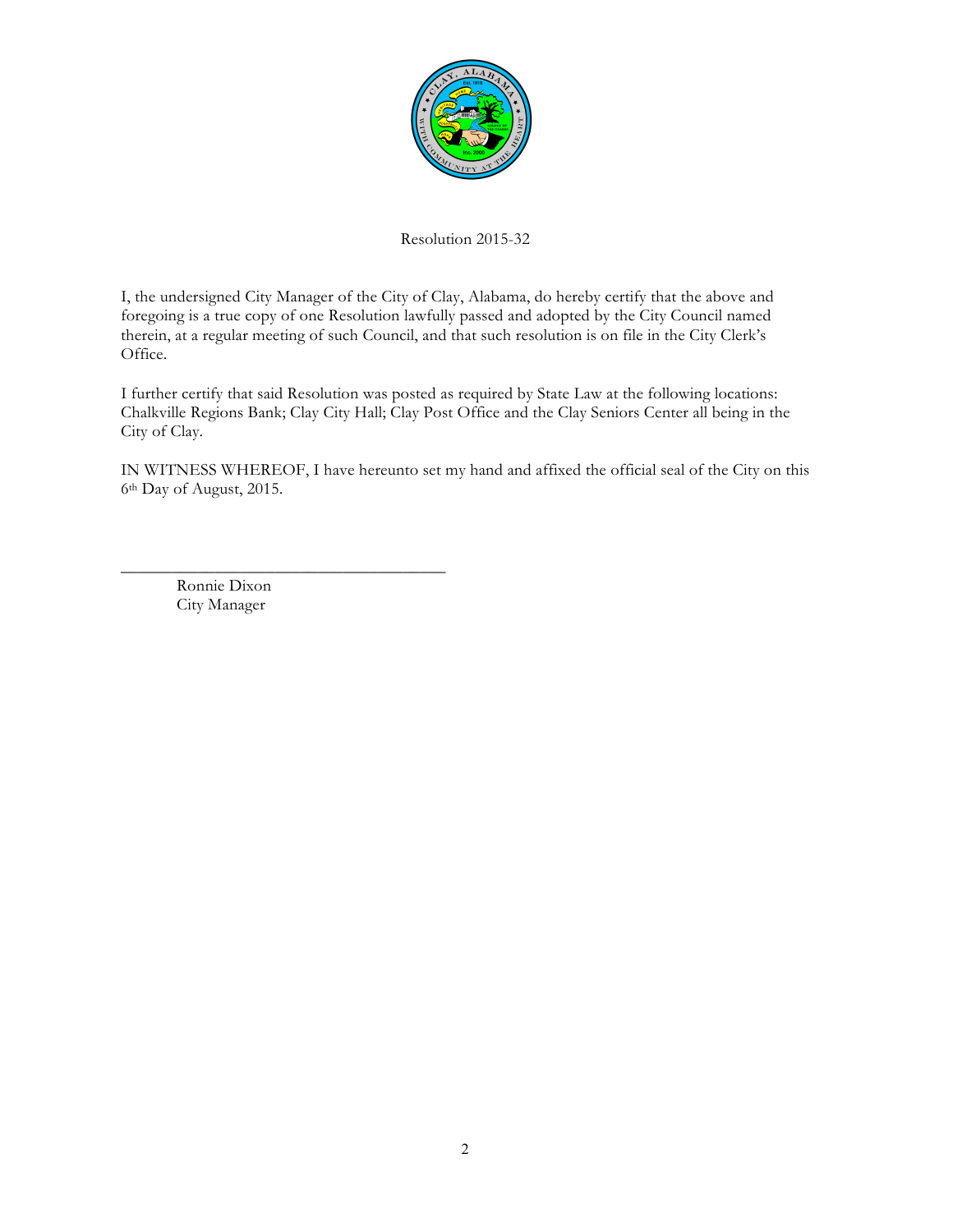Resolution 2015-32

I, the undersigned City Manager of the City of Clay, Alabama, do hereby certify that the above and foregoing is a true copy of one Resolution lawfully passed and adopted by the City Council named therein, at a regular meeting of such Council, and that such resolution is on file in the City Clerk's Office.

I further certify that said Resolution was posted as required by State Law at the following locations: Chalkville Regions Bank; Clay City Hall; Clay Post Office and the Clay Seniors Center all being in the City of Clay.

IN WITNESS WHEREOF, I have hereunto set my hand and affixed the official seal of the City on this 6th Day of August, 2015.

\_\_\_\_\_\_\_\_\_\_\_\_\_\_\_\_\_\_\_\_\_\_\_\_\_\_\_\_\_\_\_\_\_\_\_\_\_\_\_\_

Ronnie Dixon
City Manager